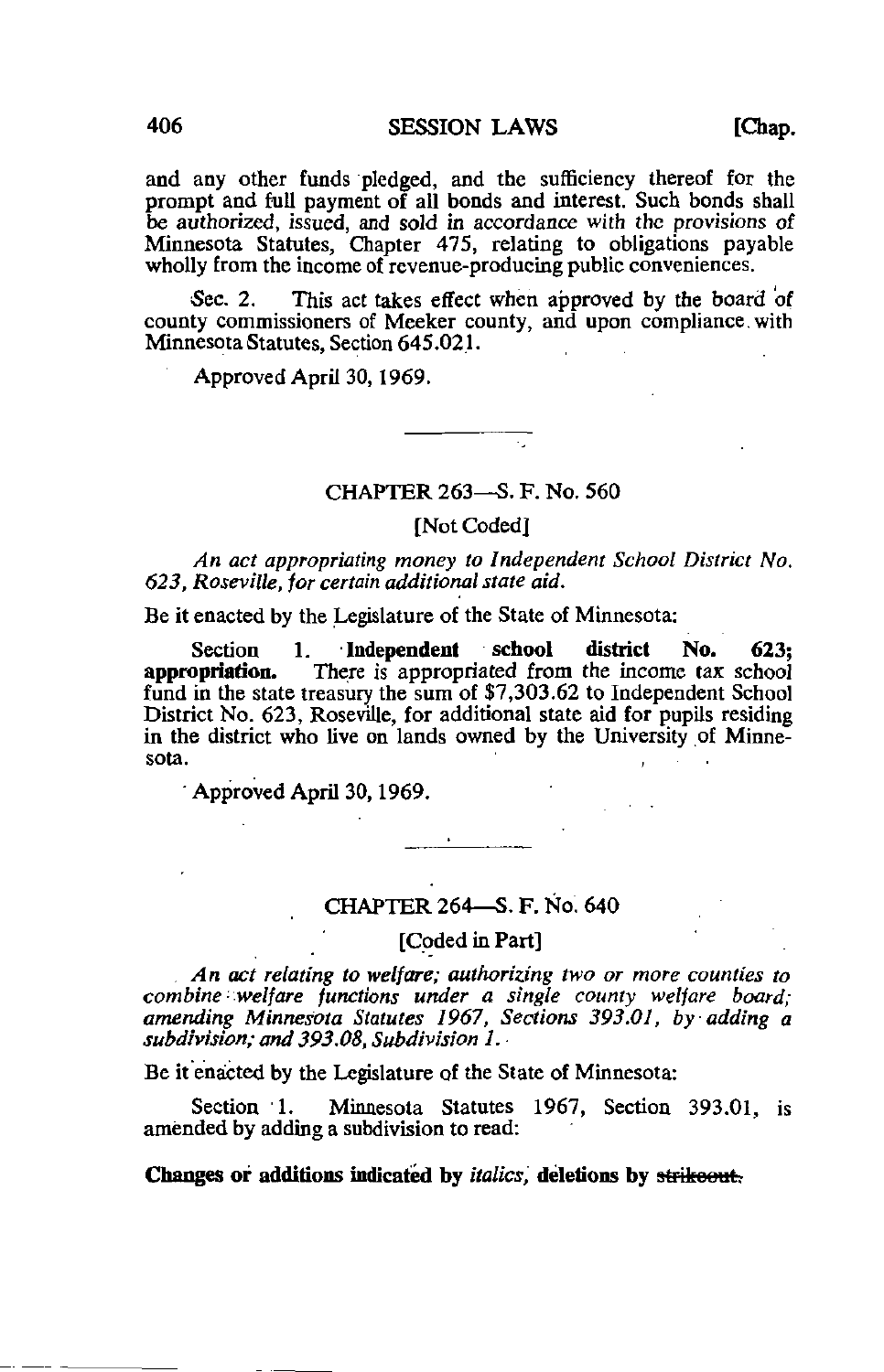and any other funds pledged, and the sufficiency thereof for the prompt and full payment of all bonds and interest. Such bonds shall be authorized, issued, and sold in accordance with the provisions of Minnesota Statutes, Chapter 475, relating to obligations payable wholly from the income of revenue-producing public conveniences.

Sec. 2. This act takes effect when approved by the board of county commissioners of Meeker county, and upon compliance with Minnesota Statutes, Section 645.021.

Approved April 30, 1969.

---

## CHAPTER 263—S. F. No. 560

[Not Coded]

*An act appropriating money to Independent School District No. 623, Roseville, for certain additional state aid.*

Be it enacted by the Legislature of the State of Minnesota:

Section 1. **Independent school district No. 623; appropriation.** There is appropriated from the income tax school fund in the state treasury the sum of $7,303.62 to Independent School District No. 623, Roseville, for additional state aid for pupils residing in the district who live on lands owned by the University of Minnesota.

Approved April 30, 1969.

---

## CHAPTER 264—S. F. No. 640

[Coded in Part]

*An act relating to welfare; authorizing two or more counties to combine welfare functions under a single county welfare board; amending Minnesota Statutes 1967, Sections 393.01, by adding a subdivision; and 393.08, Subdivision 1.*

Be it enacted by the Legislature of the State of Minnesota:

Section 1. Minnesota Statutes 1967, Section 393.01, is amended by adding a subdivision to read:

**Changes or additions indicated by *italics*, deletions by ~~strikeout.~~**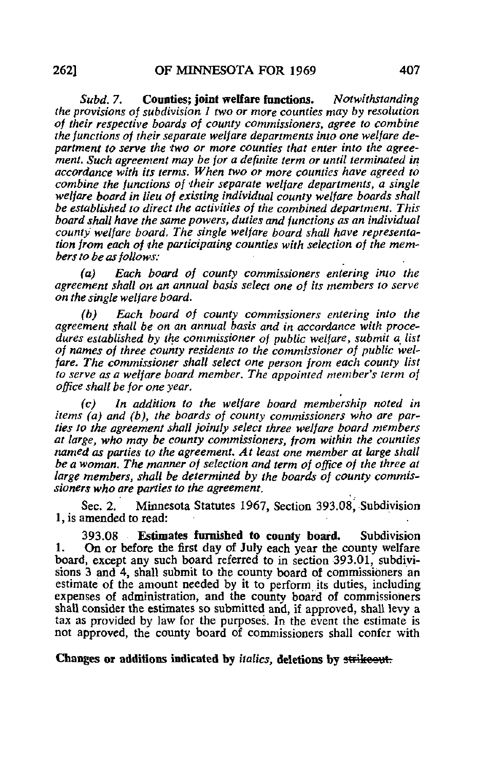*Subd. 7.* **Counties; joint welfare functions.** *Notwithstanding the provisions of subdivision 1 two or more counties may by resolution of their respective boards of county commissioners, agree to combine the functions of their separate welfare departments into one welfare department to serve the two or more counties that enter into the agreement. Such agreement may be for a definite term or until terminated in accordance with its terms. When two or more counties have agreed to combine the functions of their separate welfare departments, a single welfare board in lieu of existing individual county welfare boards shall be established to direct the activities of the combined department. This board shall have the same powers, duties and functions as an individual county welfare board. The single welfare board shall have representation from each of the participating counties with selection of the members to be as follows:*

*(a) Each board of county commissioners entering into the agreement shall on an annual basis select one of its members to serve on the single welfare board.*

*(b) Each board of county commissioners entering into the agreement shall be on an annual basis and in accordance with procedures established by the commissioner of public welfare, submit a list of names of three county residents to the commissioner of public welfare. The commissioner shall select one person from each county list to serve as a welfare board member. The appointed member's term of office shall be for one year.*

*(c) In addition to the welfare board membership noted in items (a) and (b), the boards of county commissioners who are parties to the agreement shall jointly select three welfare board members at large, who may be county commissioners, from within the counties named as parties to the agreement. At least one member at large shall be a woman. The manner of selection and term of office of the three at large members, shall be determined by the boards of county commissioners who are parties to the agreement.*

Sec. 2. Minnesota Statutes 1967, Section 393.08, Subdivision 1, is amended to read:

393.08 **Estimates furnished to county board.** Subdivision 1. On or before the first day of July each year the county welfare board, except any such board referred to in section 393.01, subdivisions 3 and 4, shall submit to the county board of commissioners an estimate of the amount needed by it to perform its duties, including expenses of administration, and the county board of commissioners shall consider the estimates so submitted and, if approved, shall levy a tax as provided by law for the purposes. In the event the estimate is not approved, the county board of commissioners shall confer with

**Changes or additions indicated by** *italics*, **deletions by** ~~strikeout.~~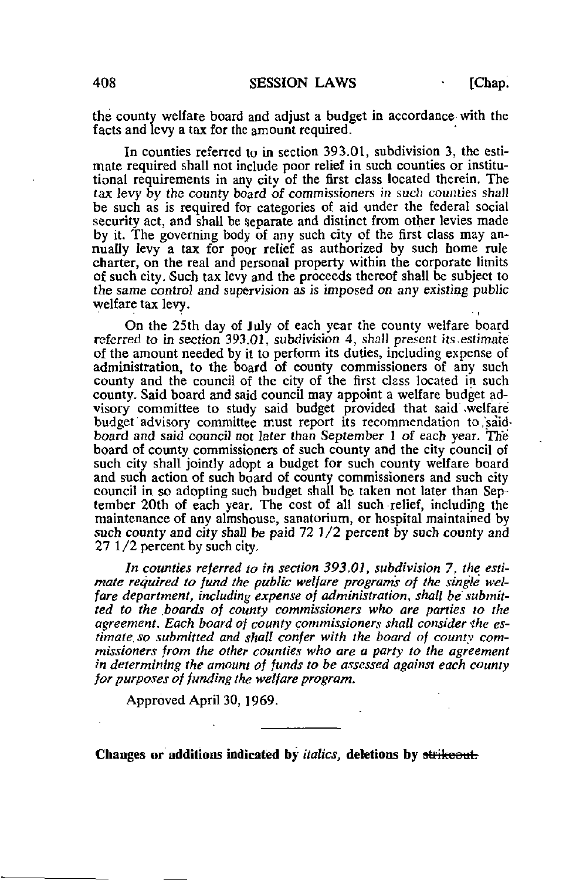the county welfare board and adjust a budget in accordance with the facts and levy a tax for the amount required.

In counties referred to in section 393.01, subdivision 3, the estimate required shall not include poor relief in such counties or institutional requirements in any city of the first class located therein. The tax levy by the county board of commissioners in such counties shall be such as is required for categories of aid under the federal social security act, and shall be separate and distinct from other levies made by it. The governing body of any such city of the first class may annually levy a tax for poor relief as authorized by such home rule charter, on the real and personal property within the corporate limits of such city. Such tax levy and the proceeds thereof shall be subject to the same control and supervision as is imposed on any existing public welfare tax levy.

On the 25th day of July of each year the county welfare board referred to in section 393.01, subdivision 4, shall present its estimate of the amount needed by it to perform its duties, including expense of administration, to the board of county commissioners of any such county and the council of the city of the first class located in such county. Said board and said council may appoint a welfare budget advisory committee to study said budget provided that said welfare budget advisory committee must report its recommendation to said board and said council not later than September 1 of each year. The board of county commissioners of such county and the city council of such city shall jointly adopt a budget for such county welfare board and such action of such board of county commissioners and such city council in so adopting such budget shall be taken not later than September 20th of each year. The cost of all such relief, including the maintenance of any almshouse, sanatorium, or hospital maintained by such county and city shall be paid 72 1/2 percent by such county and 27 1/2 percent by such city.

*In counties referred to in section 393.01, subdivision 7, the estimate required to fund the public welfare programs of the single welfare department, including expense of administration, shall be submitted to the boards of county commissioners who are parties to the agreement. Each board of county commissioners shall consider the estimate so submitted and shall confer with the board of county commissioners from the other counties who are a party to the agreement in determining the amount of funds to be assessed against each county for purposes of funding the welfare program.*

Approved April 30, 1969.

---

**Changes or additions indicated by *italics*, deletions by ~~strikeout.~~**